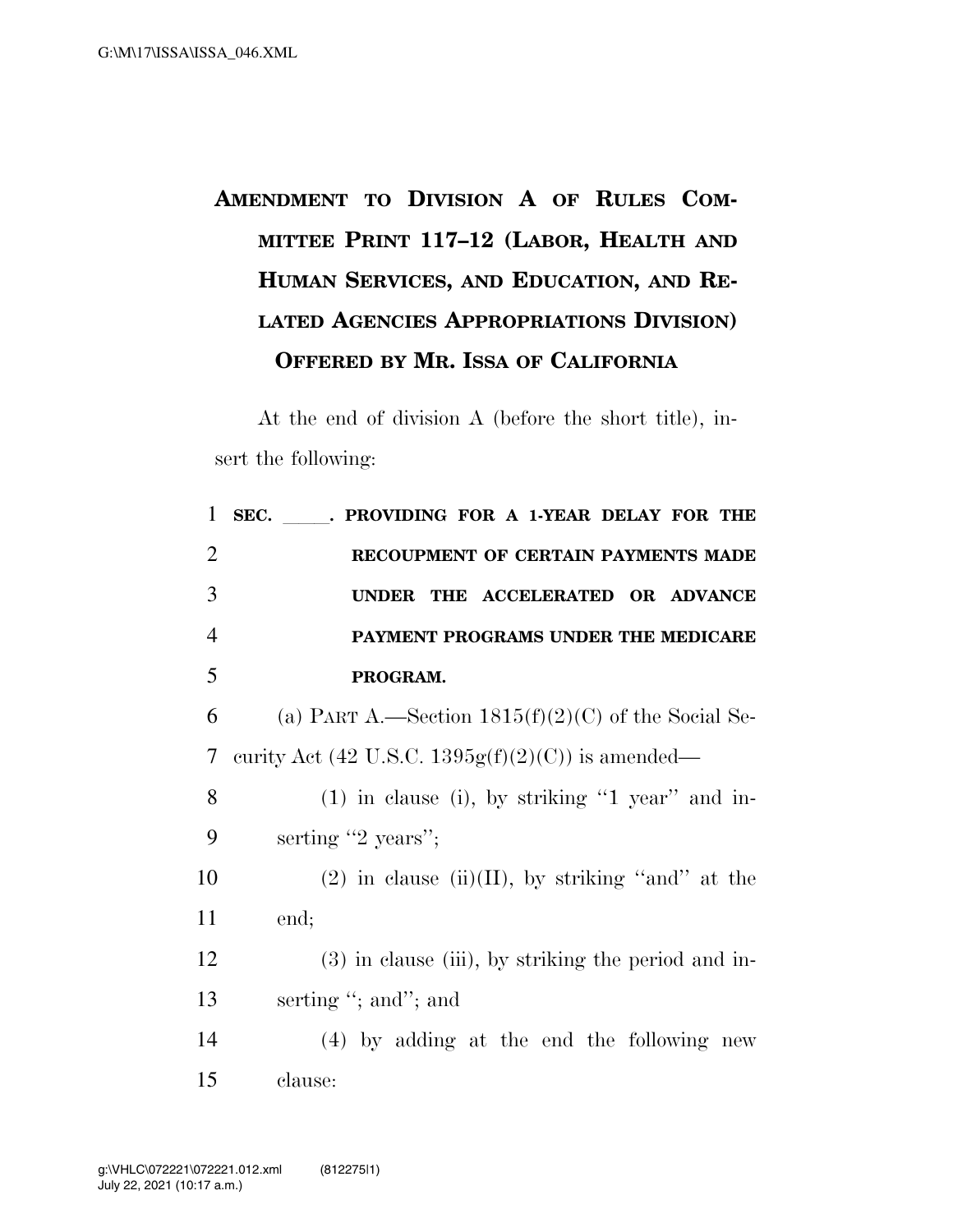# AMENDMENT TO DIVISION A OF RULES COMMITTEE PRINT 117–12 (LABOR, HEALTH AND HUMAN SERVICES, AND EDUCATION, AND RELATED AGENCIES APPROPRIATIONS DIVISION) OFFERED BY MR. ISSA OF CALIFORNIA

At the end of division A (before the short title), insert the following:

**SEC. \_\_\_\_\_. PROVIDING FOR A 1-YEAR DELAY FOR THE RECOUPMENT OF CERTAIN PAYMENTS MADE UNDER THE ACCELERATED OR ADVANCE PAYMENT PROGRAMS UNDER THE MEDICARE PROGRAM.**

(a) PART A.—Section 1815(f)(2)(C) of the Social Security Act (42 U.S.C. 1395g(f)(2)(C)) is amended—

(1) in clause (i), by striking "1 year" and inserting "2 years";

(2) in clause (ii)(II), by striking "and" at the end;

(3) in clause (iii), by striking the period and inserting "; and"; and

(4) by adding at the end the following new clause: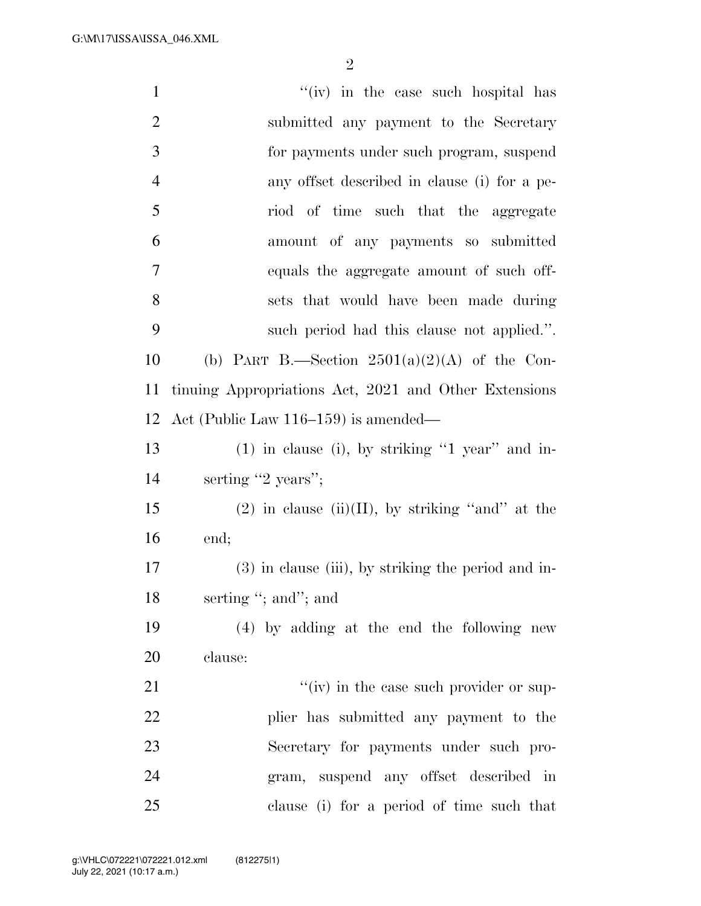"(iv) in the case such hospital has submitted any payment to the Secretary for payments under such program, suspend any offset described in clause (i) for a period of time such that the aggregate amount of any payments so submitted equals the aggregate amount of such offsets that would have been made during such period had this clause not applied.".

(b) PART B.—Section 2501(a)(2)(A) of the Continuing Appropriations Act, 2021 and Other Extensions Act (Public Law 116–159) is amended—

(1) in clause (i), by striking "1 year" and inserting "2 years";

(2) in clause (ii)(II), by striking "and" at the end;

(3) in clause (iii), by striking the period and inserting "; and"; and

(4) by adding at the end the following new clause:

"(iv) in the case such provider or supplier has submitted any payment to the Secretary for payments under such program, suspend any offset described in clause (i) for a period of time such that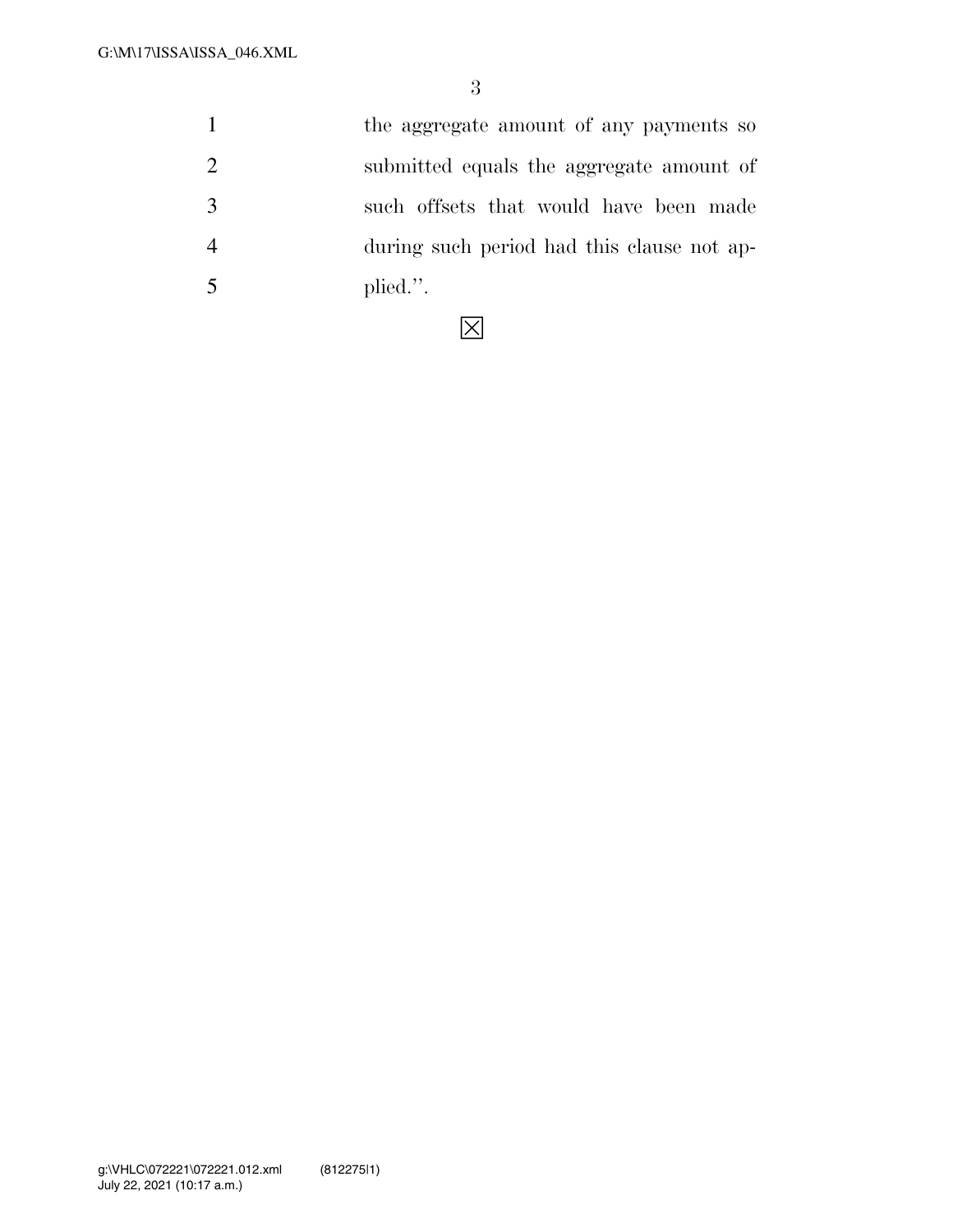the aggregate amount of any payments so submitted equals the aggregate amount of such offsets that would have been made during such period had this clause not applied.''.

☒